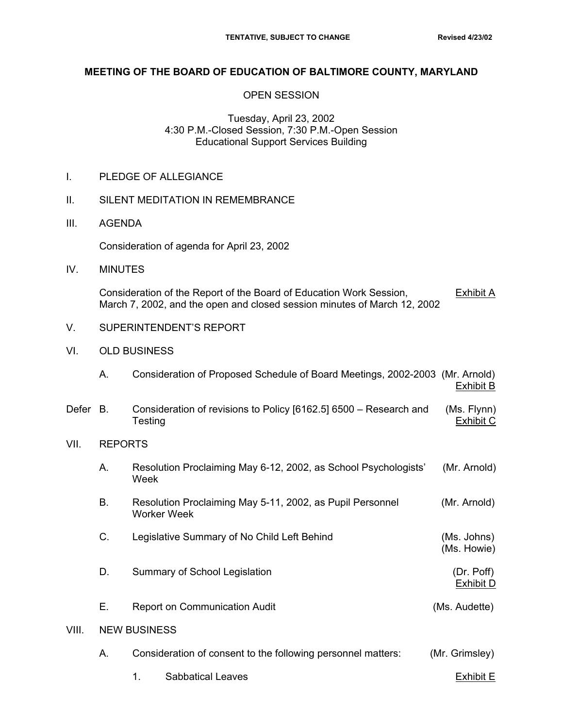TENTATIVE, SUBJECT TO CHANGE Revised 4/23/02

# MEETING OF THE BOARD OF EDUCATION OF BALTIMORE COUNTY, MARYLAND

OPEN SESSION

Tuesday, April 23, 2002
4:30 P.M.-Closed Session, 7:30 P.M.-Open Session
Educational Support Services Building

I. PLEDGE OF ALLEGIANCE

II. SILENT MEDITATION IN REMEMBRANCE

III. AGENDA

Consideration of agenda for April 23, 2002

IV. MINUTES

Consideration of the Report of the Board of Education Work Session, March 7, 2002, and the open and closed session minutes of March 12, 2002 — Exhibit A

V. SUPERINTENDENT'S REPORT

VI. OLD BUSINESS

A. Consideration of Proposed Schedule of Board Meetings, 2002-2003 (Mr. Arnold) Exhibit B

Defer B. Consideration of revisions to Policy [6162.5] 6500 – Research and Testing (Ms. Flynn) Exhibit C

VII. REPORTS

A. Resolution Proclaiming May 6-12, 2002, as School Psychologists' Week (Mr. Arnold)

B. Resolution Proclaiming May 5-11, 2002, as Pupil Personnel Worker Week (Mr. Arnold)

C. Legislative Summary of No Child Left Behind (Ms. Johns) (Ms. Howie)

D. Summary of School Legislation (Dr. Poff) Exhibit D

E. Report on Communication Audit (Ms. Audette)

VIII. NEW BUSINESS

A. Consideration of consent to the following personnel matters: (Mr. Grimsley)

1. Sabbatical Leaves — Exhibit E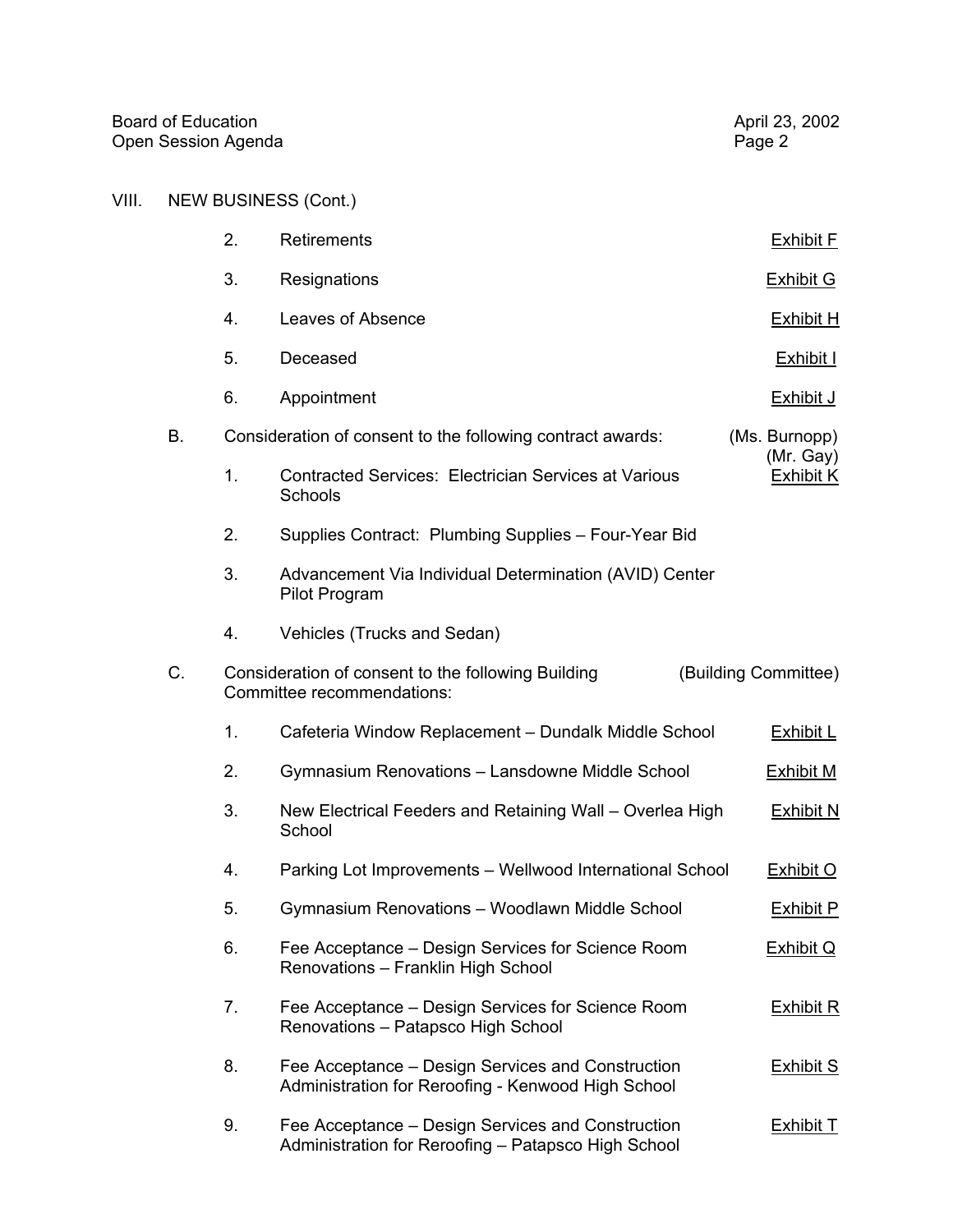VIII. NEW BUSINESS (Cont.)

2. Retirements — Exhibit F

3. Resignations — Exhibit G

4. Leaves of Absence — Exhibit H

5. Deceased — Exhibit I

6. Appointment — Exhibit J

B. Consideration of consent to the following contract awards: (Ms. Burnopp) (Mr. Gay)

1. Contracted Services: Electrician Services at Various Schools — Exhibit K

2. Supplies Contract: Plumbing Supplies – Four-Year Bid

3. Advancement Via Individual Determination (AVID) Center Pilot Program

4. Vehicles (Trucks and Sedan)

C. Consideration of consent to the following Building Committee recommendations: (Building Committee)

1. Cafeteria Window Replacement – Dundalk Middle School — Exhibit L

2. Gymnasium Renovations – Lansdowne Middle School — Exhibit M

3. New Electrical Feeders and Retaining Wall – Overlea High School — Exhibit N

4. Parking Lot Improvements – Wellwood International School — Exhibit O

5. Gymnasium Renovations – Woodlawn Middle School — Exhibit P

6. Fee Acceptance – Design Services for Science Room Renovations – Franklin High School — Exhibit Q

7. Fee Acceptance – Design Services for Science Room Renovations – Patapsco High School — Exhibit R

8. Fee Acceptance – Design Services and Construction Administration for Reroofing - Kenwood High School — Exhibit S

9. Fee Acceptance – Design Services and Construction Administration for Reroofing – Patapsco High School — Exhibit T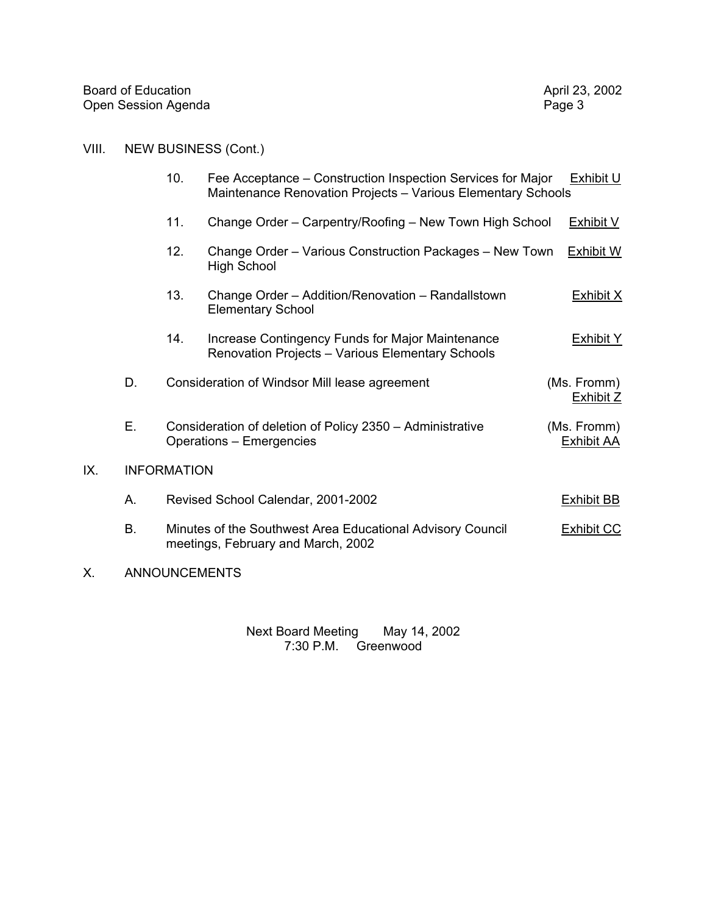VIII. NEW BUSINESS (Cont.)

10. Fee Acceptance – Construction Inspection Services for Major Maintenance Renovation Projects – Various Elementary Schools — Exhibit U

11. Change Order – Carpentry/Roofing – New Town High School — Exhibit V

12. Change Order – Various Construction Packages – New Town High School — Exhibit W

13. Change Order – Addition/Renovation – Randallstown Elementary School — Exhibit X

14. Increase Contingency Funds for Major Maintenance Renovation Projects – Various Elementary Schools — Exhibit Y

D. Consideration of Windsor Mill lease agreement — (Ms. Fromm) Exhibit Z

E. Consideration of deletion of Policy 2350 – Administrative Operations – Emergencies — (Ms. Fromm) Exhibit AA

IX. INFORMATION

A. Revised School Calendar, 2001-2002 — Exhibit BB

B. Minutes of the Southwest Area Educational Advisory Council meetings, February and March, 2002 — Exhibit CC

X. ANNOUNCEMENTS

Next Board Meeting May 14, 2002
7:30 P.M. Greenwood